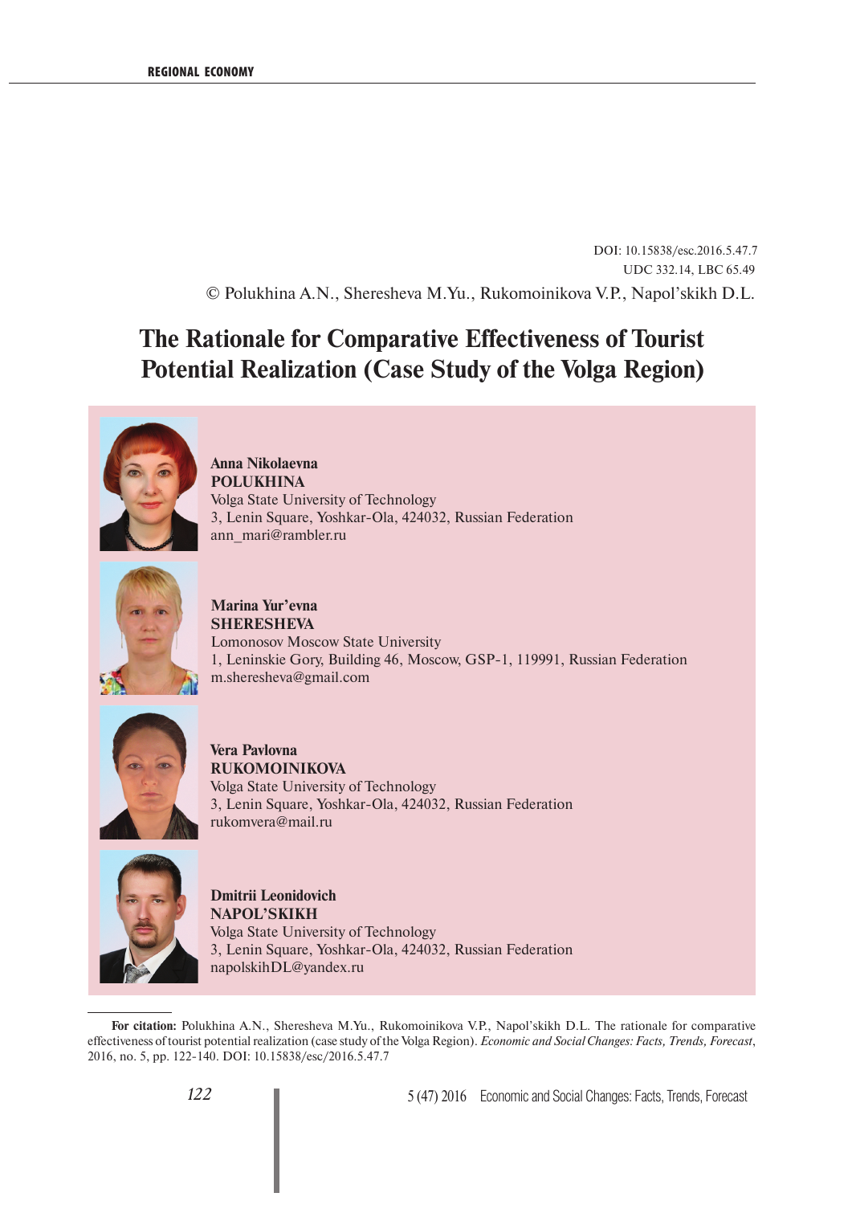DOI: 10.15838/esc.2016.5.47.7

UDC 332.14, LBC 65.49

© Polukhina A.N., Sheresheva M.Yu., Rukomoinikova V.P., Napol'skikh D.L.

# The Rationale for Comparative Effectiveness of Tourist Potential Realization (Case Study of the Volga Region)

**Anna Nikolaevna POLUKHINA**
Volga State University of Technology
3, Lenin Square, Yoshkar-Ola, 424032, Russian Federation
ann_mari@rambler.ru

**Marina Yur'evna SHERESHEVA**
Lomonosov Moscow State University
1, Leninskie Gory, Building 46, Moscow, GSP-1, 119991, Russian Federation
m.sheresheva@gmail.com

**Vera Pavlovna RUKOMOINIKOVA**
Volga State University of Technology
3, Lenin Square, Yoshkar-Ola, 424032, Russian Federation
rukomvera@mail.ru

**Dmitrii Leonidovich NAPOL'SKIKH**
Volga State University of Technology
3, Lenin Square, Yoshkar-Ola, 424032, Russian Federation
napolskihDL@yandex.ru

**For citation:** Polukhina A.N., Sheresheva M.Yu., Rukomoinikova V.P., Napol'skikh D.L. The rationale for comparative effectiveness of tourist potential realization (case study of the Volga Region). *Economic and Social Changes: Facts, Trends, Forecast*, 2016, no. 5, pp. 122-140. DOI: 10.15838/esc/2016.5.47.7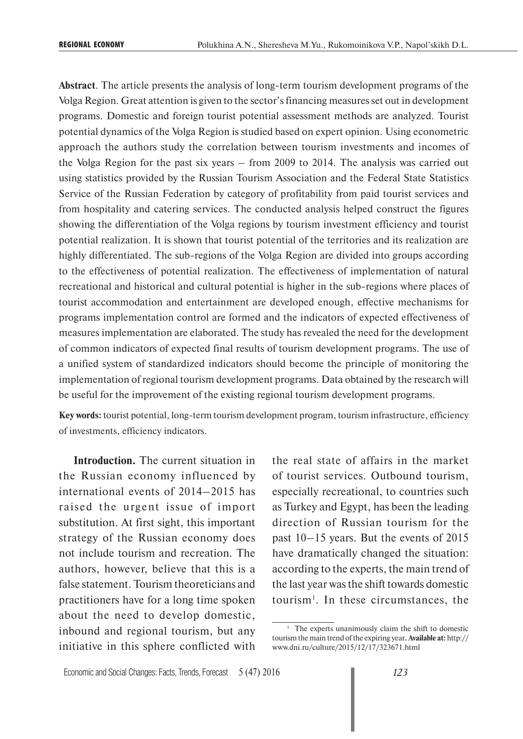**Abstract**. The article presents the analysis of long-term tourism development programs of the Volga Region. Great attention is given to the sector's financing measures set out in development programs. Domestic and foreign tourist potential assessment methods are analyzed. Tourist potential dynamics of the Volga Region is studied based on expert opinion. Using econometric approach the authors study the correlation between tourism investments and incomes of the Volga Region for the past six years – from 2009 to 2014. The analysis was carried out using statistics provided by the Russian Tourism Association and the Federal State Statistics Service of the Russian Federation by category of profitability from paid tourist services and from hospitality and catering services. The conducted analysis helped construct the figures showing the differentiation of the Volga regions by tourism investment efficiency and tourist potential realization. It is shown that tourist potential of the territories and its realization are highly differentiated. The sub-regions of the Volga Region are divided into groups according to the effectiveness of potential realization. The effectiveness of implementation of natural recreational and historical and cultural potential is higher in the sub-regions where places of tourist accommodation and entertainment are developed enough, effective mechanisms for programs implementation control are formed and the indicators of expected effectiveness of measures implementation are elaborated. The study has revealed the need for the development of common indicators of expected final results of tourism development programs. The use of a unified system of standardized indicators should become the principle of monitoring the implementation of regional tourism development programs. Data obtained by the research will be useful for the improvement of the existing regional tourism development programs.

**Key words:** tourist potential, long-term tourism development program, tourism infrastructure, efficiency of investments, efficiency indicators.

**Introduction.** The current situation in the Russian economy influenced by international events of 2014–2015 has raised the urgent issue of import substitution. At first sight, this important strategy of the Russian economy does not include tourism and recreation. The authors, however, believe that this is a false statement. Tourism theoreticians and practitioners have for a long time spoken about the need to develop domestic, inbound and regional tourism, but any initiative in this sphere conflicted with the real state of affairs in the market of tourist services. Outbound tourism, especially recreational, to countries such as Turkey and Egypt, has been the leading direction of Russian tourism for the past 10–15 years. But the events of 2015 have dramatically changed the situation: according to the experts, the main trend of the last year was the shift towards domestic tourism[1]. In these circumstances, the

[1] The experts unanimously claim the shift to domestic tourism the main trend of the expiring year. **Available at:** http://www.dni.ru/culture/2015/12/17/323671.html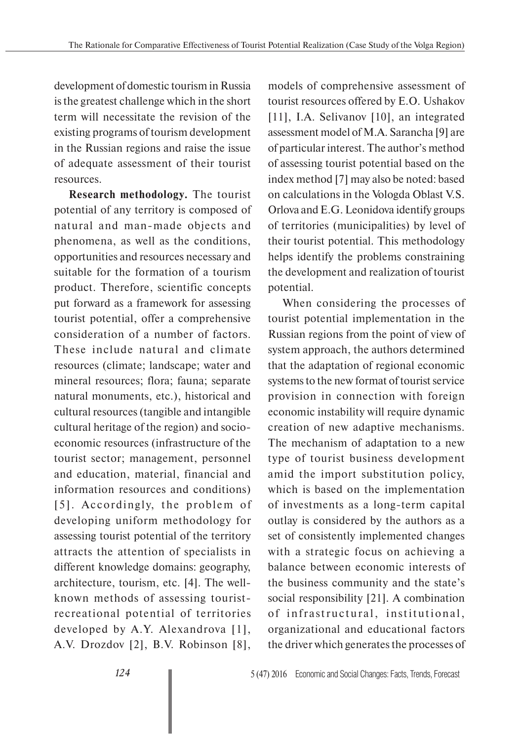development of domestic tourism in Russia is the greatest challenge which in the short term will necessitate the revision of the existing programs of tourism development in the Russian regions and raise the issue of adequate assessment of their tourist resources.

**Research methodology.** The tourist potential of any territory is composed of natural and man-made objects and phenomena, as well as the conditions, opportunities and resources necessary and suitable for the formation of a tourism product. Therefore, scientific concepts put forward as a framework for assessing tourist potential, offer a comprehensive consideration of a number of factors. These include natural and climate resources (climate; landscape; water and mineral resources; flora; fauna; separate natural monuments, etc.), historical and cultural resources (tangible and intangible cultural heritage of the region) and socio-economic resources (infrastructure of the tourist sector; management, personnel and education, material, financial and information resources and conditions) [5]. Accordingly, the problem of developing uniform methodology for assessing tourist potential of the territory attracts the attention of specialists in different knowledge domains: geography, architecture, tourism, etc. [4]. The well-known methods of assessing tourist-recreational potential of territories developed by A.Y. Alexandrova [1], A.V. Drozdov [2], B.V. Robinson [8], models of comprehensive assessment of tourist resources offered by E.O. Ushakov [11], I.A. Selivanov [10], an integrated assessment model of M.A. Sarancha [9] are of particular interest. The author's method of assessing tourist potential based on the index method [7] may also be noted: based on calculations in the Vologda Oblast V.S. Orlova and E.G. Leonidova identify groups of territories (municipalities) by level of their tourist potential. This methodology helps identify the problems constraining the development and realization of tourist potential.

When considering the processes of tourist potential implementation in the Russian regions from the point of view of system approach, the authors determined that the adaptation of regional economic systems to the new format of tourist service provision in connection with foreign economic instability will require dynamic creation of new adaptive mechanisms. The mechanism of adaptation to a new type of tourist business development amid the import substitution policy, which is based on the implementation of investments as a long-term capital outlay is considered by the authors as a set of consistently implemented changes with a strategic focus on achieving a balance between economic interests of the business community and the state's social responsibility [21]. A combination of infrastructural, institutional, organizational and educational factors the driver which generates the processes of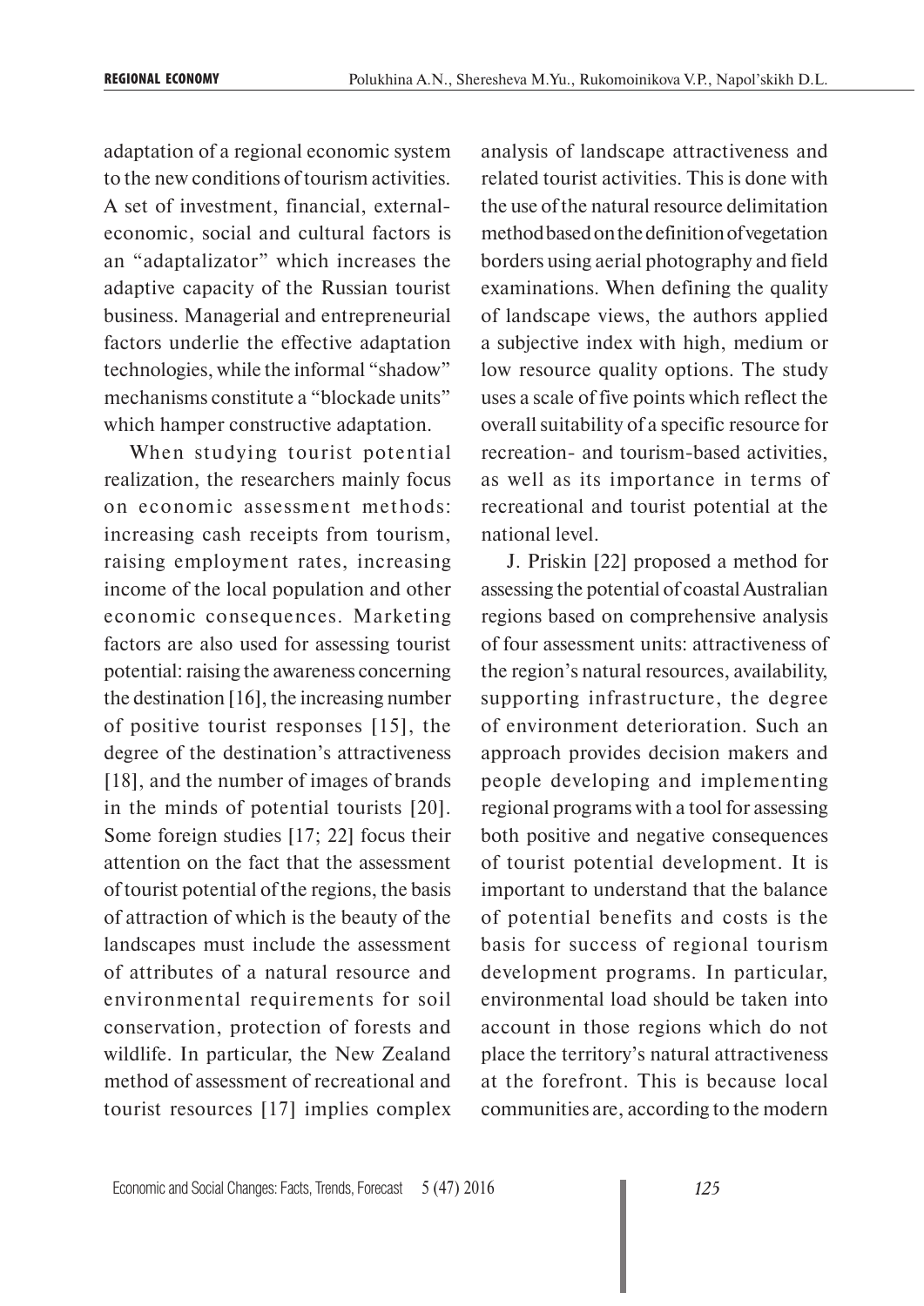adaptation of a regional economic system to the new conditions of tourism activities. A set of investment, financial, external-economic, social and cultural factors is an "adaptalizator" which increases the adaptive capacity of the Russian tourist business. Managerial and entrepreneurial factors underlie the effective adaptation technologies, while the informal "shadow" mechanisms constitute a "blockade units" which hamper constructive adaptation.

When studying tourist potential realization, the researchers mainly focus on economic assessment methods: increasing cash receipts from tourism, raising employment rates, increasing income of the local population and other economic consequences. Marketing factors are also used for assessing tourist potential: raising the awareness concerning the destination [16], the increasing number of positive tourist responses [15], the degree of the destination's attractiveness [18], and the number of images of brands in the minds of potential tourists [20]. Some foreign studies [17; 22] focus their attention on the fact that the assessment of tourist potential of the regions, the basis of attraction of which is the beauty of the landscapes must include the assessment of attributes of a natural resource and environmental requirements for soil conservation, protection of forests and wildlife. In particular, the New Zealand method of assessment of recreational and tourist resources [17] implies complex analysis of landscape attractiveness and related tourist activities. This is done with the use of the natural resource delimitation method based on the definition of vegetation borders using aerial photography and field examinations. When defining the quality of landscape views, the authors applied a subjective index with high, medium or low resource quality options. The study uses a scale of five points which reflect the overall suitability of a specific resource for recreation- and tourism-based activities, as well as its importance in terms of recreational and tourist potential at the national level.

J. Priskin [22] proposed a method for assessing the potential of coastal Australian regions based on comprehensive analysis of four assessment units: attractiveness of the region's natural resources, availability, supporting infrastructure, the degree of environment deterioration. Such an approach provides decision makers and people developing and implementing regional programs with a tool for assessing both positive and negative consequences of tourist potential development. It is important to understand that the balance of potential benefits and costs is the basis for success of regional tourism development programs. In particular, environmental load should be taken into account in those regions which do not place the territory's natural attractiveness at the forefront. This is because local communities are, according to the modern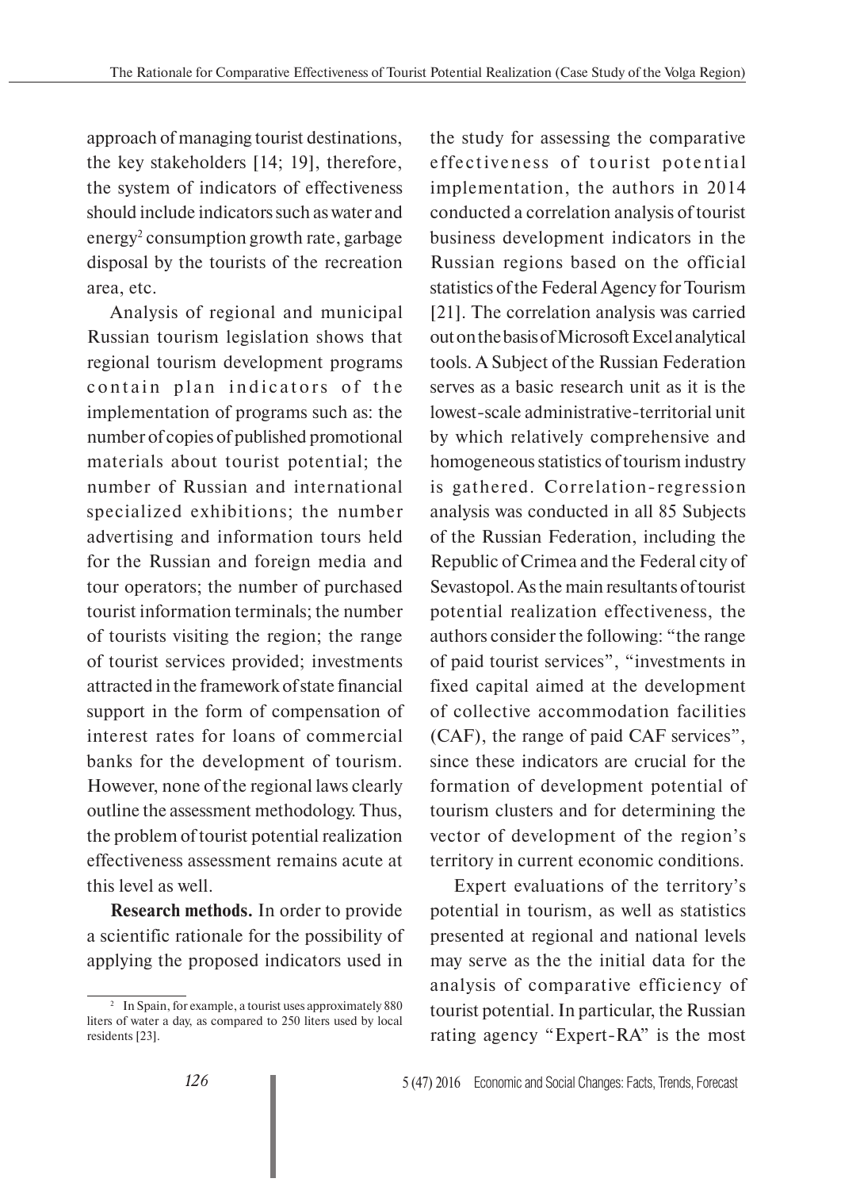approach of managing tourist destinations, the key stakeholders [14; 19], therefore, the system of indicators of effectiveness should include indicators such as water and energy[2] consumption growth rate, garbage disposal by the tourists of the recreation area, etc.

Analysis of regional and municipal Russian tourism legislation shows that regional tourism development programs contain plan indicators of the implementation of programs such as: the number of copies of published promotional materials about tourist potential; the number of Russian and international specialized exhibitions; the number advertising and information tours held for the Russian and foreign media and tour operators; the number of purchased tourist information terminals; the number of tourists visiting the region; the range of tourist services provided; investments attracted in the framework of state financial support in the form of compensation of interest rates for loans of commercial banks for the development of tourism. However, none of the regional laws clearly outline the assessment methodology. Thus, the problem of tourist potential realization effectiveness assessment remains acute at this level as well.

**Research methods.** In order to provide a scientific rationale for the possibility of applying the proposed indicators used in the study for assessing the comparative effectiveness of tourist potential implementation, the authors in 2014 conducted a correlation analysis of tourist business development indicators in the Russian regions based on the official statistics of the Federal Agency for Tourism [21]. The correlation analysis was carried out on the basis of Microsoft Excel analytical tools. A Subject of the Russian Federation serves as a basic research unit as it is the lowest-scale administrative-territorial unit by which relatively comprehensive and homogeneous statistics of tourism industry is gathered. Correlation-regression analysis was conducted in all 85 Subjects of the Russian Federation, including the Republic of Crimea and the Federal city of Sevastopol. As the main resultants of tourist potential realization effectiveness, the authors consider the following: "the range of paid tourist services", "investments in fixed capital aimed at the development of collective accommodation facilities (CAF), the range of paid CAF services", since these indicators are crucial for the formation of development potential of tourism clusters and for determining the vector of development of the region's territory in current economic conditions.

Expert evaluations of the territory's potential in tourism, as well as statistics presented at regional and national levels may serve as the the initial data for the analysis of comparative efficiency of tourist potential. In particular, the Russian rating agency "Expert-RA" is the most

---

[2] In Spain, for example, a tourist uses approximately 880 liters of water a day, as compared to 250 liters used by local residents [23].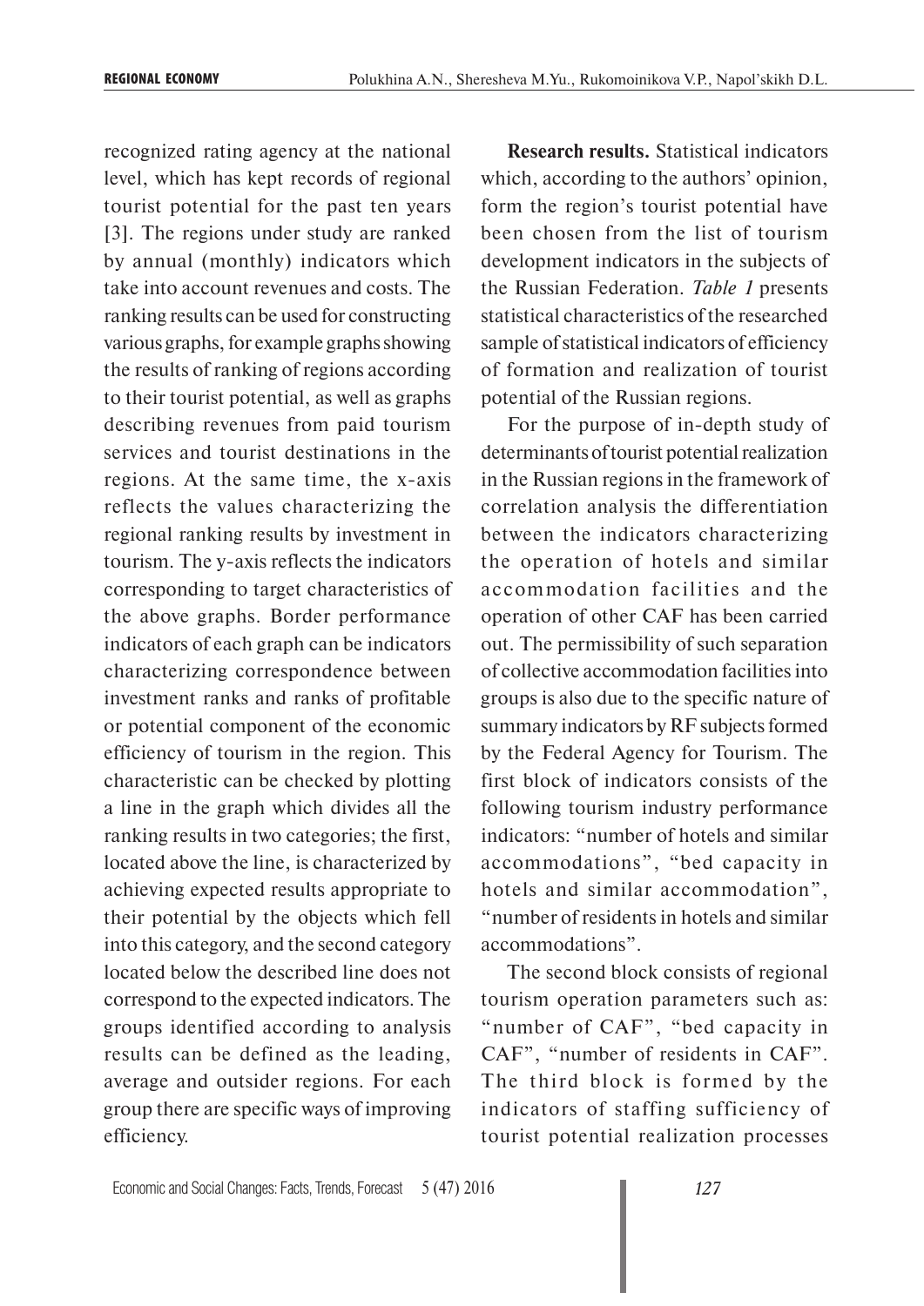recognized rating agency at the national level, which has kept records of regional tourist potential for the past ten years [3]. The regions under study are ranked by annual (monthly) indicators which take into account revenues and costs. The ranking results can be used for constructing various graphs, for example graphs showing the results of ranking of regions according to their tourist potential, as well as graphs describing revenues from paid tourism services and tourist destinations in the regions. At the same time, the x-axis reflects the values characterizing the regional ranking results by investment in tourism. The y-axis reflects the indicators corresponding to target characteristics of the above graphs. Border performance indicators of each graph can be indicators characterizing correspondence between investment ranks and ranks of profitable or potential component of the economic efficiency of tourism in the region. This characteristic can be checked by plotting a line in the graph which divides all the ranking results in two categories; the first, located above the line, is characterized by achieving expected results appropriate to their potential by the objects which fell into this category, and the second category located below the described line does not correspond to the expected indicators. The groups identified according to analysis results can be defined as the leading, average and outsider regions. For each group there are specific ways of improving efficiency.

**Research results.** Statistical indicators which, according to the authors' opinion, form the region's tourist potential have been chosen from the list of tourism development indicators in the subjects of the Russian Federation. *Table 1* presents statistical characteristics of the researched sample of statistical indicators of efficiency of formation and realization of tourist potential of the Russian regions.

For the purpose of in-depth study of determinants of tourist potential realization in the Russian regions in the framework of correlation analysis the differentiation between the indicators characterizing the operation of hotels and similar accommodation facilities and the operation of other CAF has been carried out. The permissibility of such separation of collective accommodation facilities into groups is also due to the specific nature of summary indicators by RF subjects formed by the Federal Agency for Tourism. The first block of indicators consists of the following tourism industry performance indicators: "number of hotels and similar accommodations", "bed capacity in hotels and similar accommodation", "number of residents in hotels and similar accommodations".

The second block consists of regional tourism operation parameters such as: "number of CAF", "bed capacity in CAF", "number of residents in CAF". The third block is formed by the indicators of staffing sufficiency of tourist potential realization processes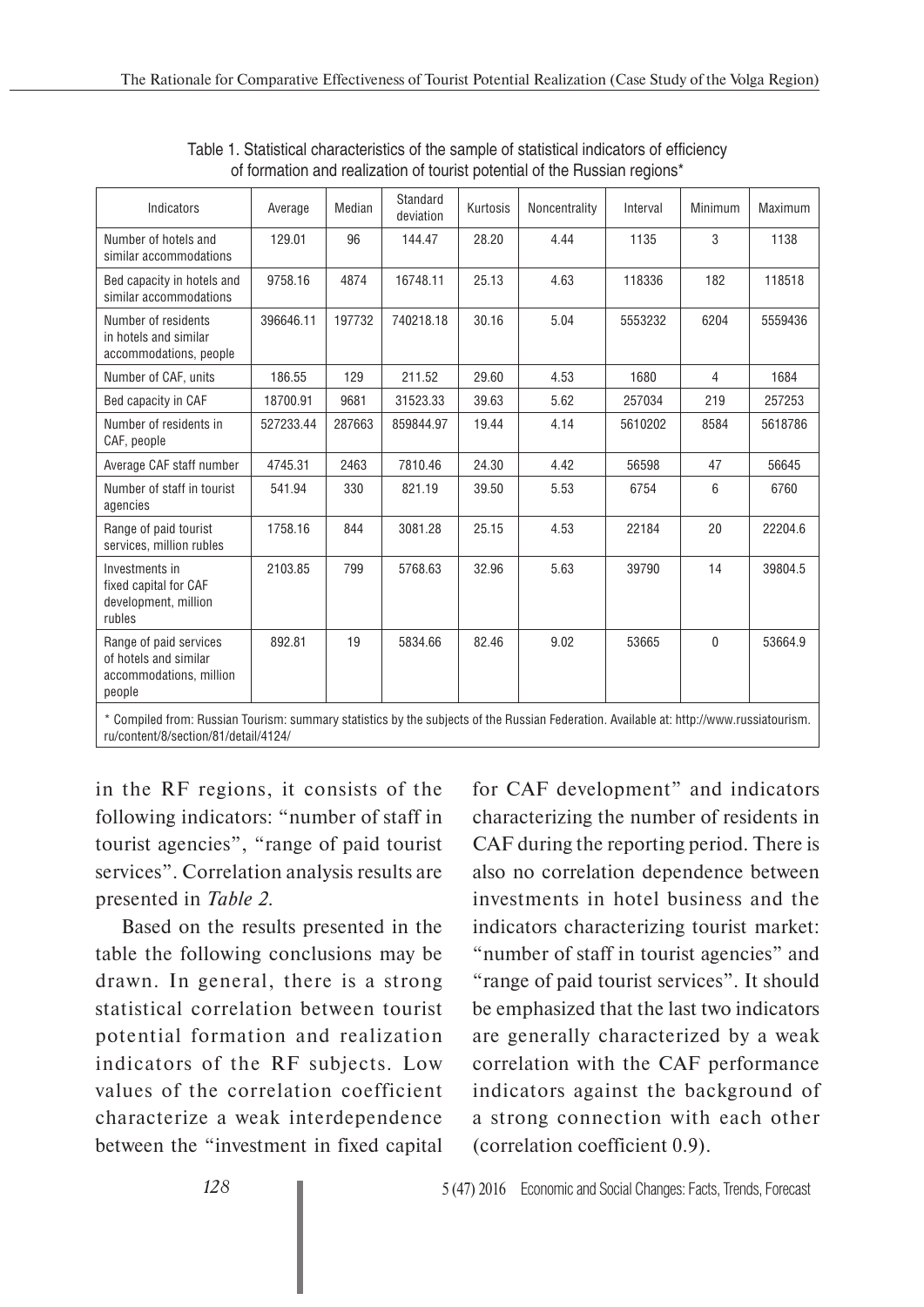Table 1. Statistical characteristics of the sample of statistical indicators of efficiency of formation and realization of tourist potential of the Russian regions*

| Indicators | Average | Median | Standard deviation | Kurtosis | Noncentrality | Interval | Minimum | Maximum |
|---|---|---|---|---|---|---|---|---|
| Number of hotels and similar accommodations | 129.01 | 96 | 144.47 | 28.20 | 4.44 | 1135 | 3 | 1138 |
| Bed capacity in hotels and similar accommodations | 9758.16 | 4874 | 16748.11 | 25.13 | 4.63 | 118336 | 182 | 118518 |
| Number of residents in hotels and similar accommodations, people | 396646.11 | 197732 | 740218.18 | 30.16 | 5.04 | 5553232 | 6204 | 5559436 |
| Number of CAF, units | 186.55 | 129 | 211.52 | 29.60 | 4.53 | 1680 | 4 | 1684 |
| Bed capacity in CAF | 18700.91 | 9681 | 31523.33 | 39.63 | 5.62 | 257034 | 219 | 257253 |
| Number of residents in CAF, people | 527233.44 | 287663 | 859844.97 | 19.44 | 4.14 | 5610202 | 8584 | 5618786 |
| Average CAF staff number | 4745.31 | 2463 | 7810.46 | 24.30 | 4.42 | 56598 | 47 | 56645 |
| Number of staff in tourist agencies | 541.94 | 330 | 821.19 | 39.50 | 5.53 | 6754 | 6 | 6760 |
| Range of paid tourist services, million rubles | 1758.16 | 844 | 3081.28 | 25.15 | 4.53 | 22184 | 20 | 22204.6 |
| Investments in fixed capital for CAF development, million rubles | 2103.85 | 799 | 5768.63 | 32.96 | 5.63 | 39790 | 14 | 39804.5 |
| Range of paid services of hotels and similar accommodations, million people | 892.81 | 19 | 5834.66 | 82.46 | 9.02 | 53665 | 0 | 53664.9 |

\* Compiled from: Russian Tourism: summary statistics by the subjects of the Russian Federation. Available at: http://www.russiatourism.ru/content/8/section/81/detail/4124/

in the RF regions, it consists of the following indicators: "number of staff in tourist agencies", "range of paid tourist services". Correlation analysis results are presented in *Table 2*.

Based on the results presented in the table the following conclusions may be drawn. In general, there is a strong statistical correlation between tourist potential formation and realization indicators of the RF subjects. Low values of the correlation coefficient characterize a weak interdependence between the "investment in fixed capital for CAF development" and indicators characterizing the number of residents in CAF during the reporting period. There is also no correlation dependence between investments in hotel business and the indicators characterizing tourist market: "number of staff in tourist agencies" and "range of paid tourist services". It should be emphasized that the last two indicators are generally characterized by a weak correlation with the CAF performance indicators against the background of a strong connection with each other (correlation coefficient 0.9).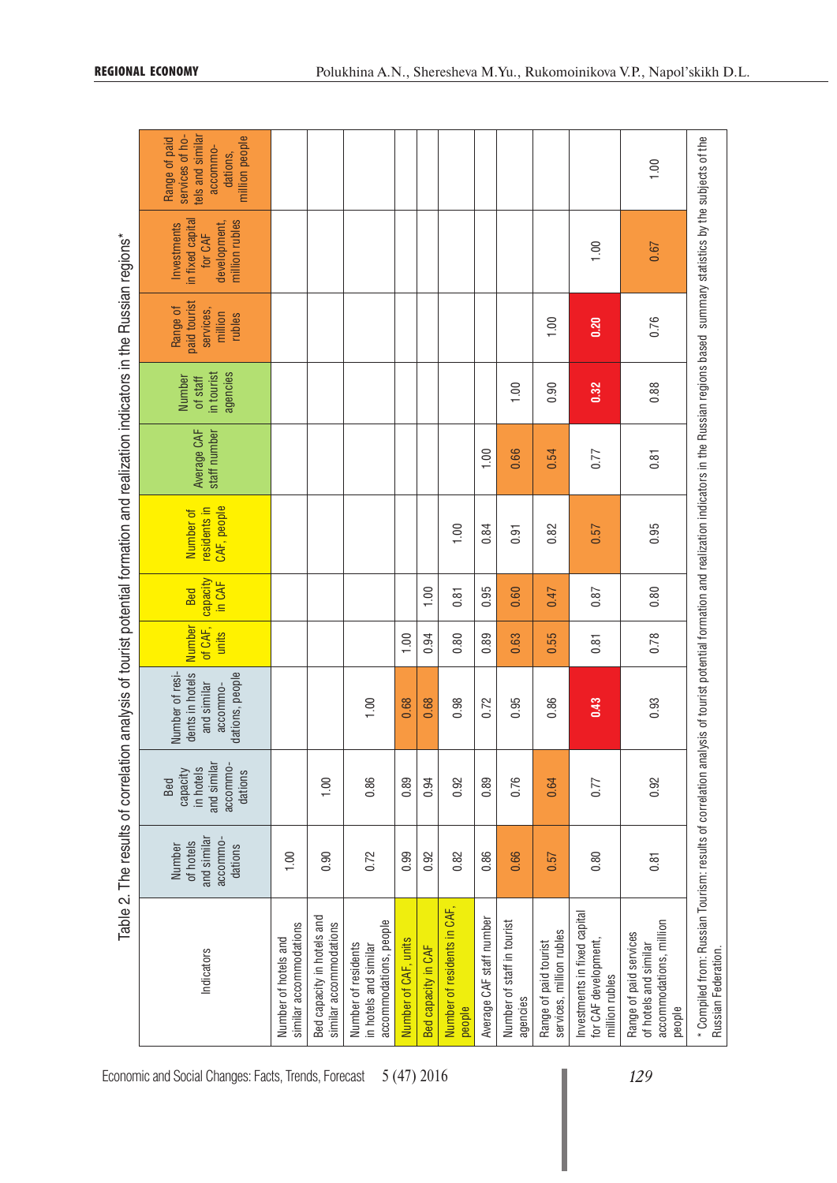Table 2. The results of correlation analysis of tourist potential formation and realization indicators in the Russian regions*

| Indicators | Number of hotels and similar accommodations | Bed capacity in hotels and similar accommodations | Number of residents in hotels and similar accommodations, people | Number of CAF, units | Bed capacity in CAF | Number of residents in CAF, people | Average CAF staff number | Number of staff in tourist agencies | Range of paid tourist services, million rubles | Investments in fixed capital for CAF development, million rubles | Range of paid services of hotels and similar accommodations, million people |
|---|---|---|---|---|---|---|---|---|---|---|---|
| Number of hotels and similar accommodations | 1.00 | | | | | | | | | | |
| Bed capacity in hotels and similar accommodations | 0.90 | 1.00 | | | | | | | | | |
| Number of residents in hotels and similar accommodations, people | 0.72 | 0.86 | 1.00 | | | | | | | | |
| Number of CAF, units | 0.99 | 0.89 | 0.68 | 1.00 | | | | | | | |
| Bed capacity in CAF | 0.92 | 0.94 | 0.68 | 0.94 | 1.00 | | | | | | |
| Number of residents in CAF, people | 0.82 | 0.92 | 0.98 | 0.80 | 0.81 | 1.00 | | | | | |
| Average CAF staff number | 0.86 | 0.89 | 0.72 | 0.89 | 0.95 | 0.84 | 1.00 | | | | |
| Number of staff in tourist agencies | 0.66 | 0.76 | 0.95 | 0.63 | 0.60 | 0.91 | 0.66 | 1.00 | | | |
| Range of paid tourist services, million rubles | 0.57 | 0.64 | 0.86 | 0.55 | 0.47 | 0.82 | 0.54 | 0.90 | 1.00 | | |
| Investments in fixed capital for CAF development, million rubles | 0.80 | 0.77 | 0.43 | 0.81 | 0.87 | 0.57 | 0.77 | 0.32 | 0.20 | 1.00 | |
| Range of paid services of hotels and similar accommodations, million people | 0.81 | 0.92 | 0.93 | 0.78 | 0.80 | 0.95 | 0.81 | 0.88 | 0.76 | 0.67 | 1.00 |

\* Compiled from: Russian Tourism: results of correlation analysis of tourist potential formation and realization indicators in the Russian regions based summary statistics by the subjects of the Russian Federation.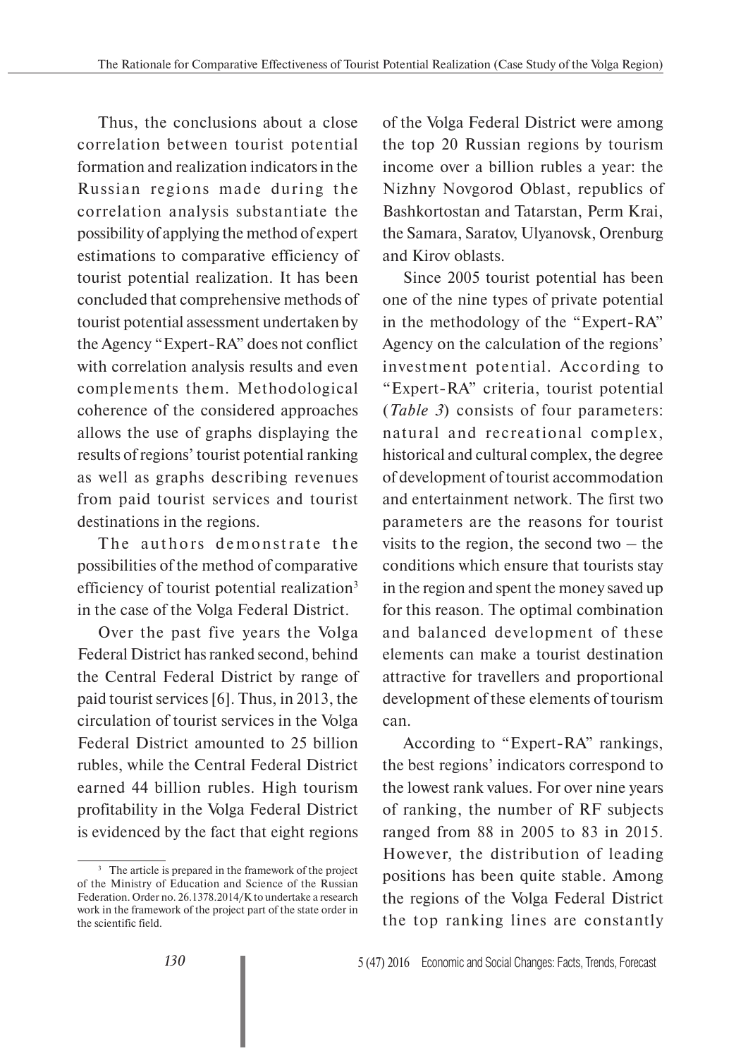Thus, the conclusions about a close correlation between tourist potential formation and realization indicators in the Russian regions made during the correlation analysis substantiate the possibility of applying the method of expert estimations to comparative efficiency of tourist potential realization. It has been concluded that comprehensive methods of tourist potential assessment undertaken by the Agency "Expert-RA" does not conflict with correlation analysis results and even complements them. Methodological coherence of the considered approaches allows the use of graphs displaying the results of regions' tourist potential ranking as well as graphs describing revenues from paid tourist services and tourist destinations in the regions.

The authors demonstrate the possibilities of the method of comparative efficiency of tourist potential realization[3] in the case of the Volga Federal District.

Over the past five years the Volga Federal District has ranked second, behind the Central Federal District by range of paid tourist services [6]. Thus, in 2013, the circulation of tourist services in the Volga Federal District amounted to 25 billion rubles, while the Central Federal District earned 44 billion rubles. High tourism profitability in the Volga Federal District is evidenced by the fact that eight regions of the Volga Federal District were among the top 20 Russian regions by tourism income over a billion rubles a year: the Nizhny Novgorod Oblast, republics of Bashkortostan and Tatarstan, Perm Krai, the Samara, Saratov, Ulyanovsk, Orenburg and Kirov oblasts.

Since 2005 tourist potential has been one of the nine types of private potential in the methodology of the "Expert-RA" Agency on the calculation of the regions' investment potential. According to "Expert-RA" criteria, tourist potential (*Table 3*) consists of four parameters: natural and recreational complex, historical and cultural complex, the degree of development of tourist accommodation and entertainment network. The first two parameters are the reasons for tourist visits to the region, the second two – the conditions which ensure that tourists stay in the region and spent the money saved up for this reason. The optimal combination and balanced development of these elements can make a tourist destination attractive for travellers and proportional development of these elements of tourism can.

According to "Expert-RA" rankings, the best regions' indicators correspond to the lowest rank values. For over nine years of ranking, the number of RF subjects ranged from 88 in 2005 to 83 in 2015. However, the distribution of leading positions has been quite stable. Among the regions of the Volga Federal District the top ranking lines are constantly

[3] The article is prepared in the framework of the project of the Ministry of Education and Science of the Russian Federation. Order no. 26.1378.2014/K to undertake a research work in the framework of the project part of the state order in the scientific field.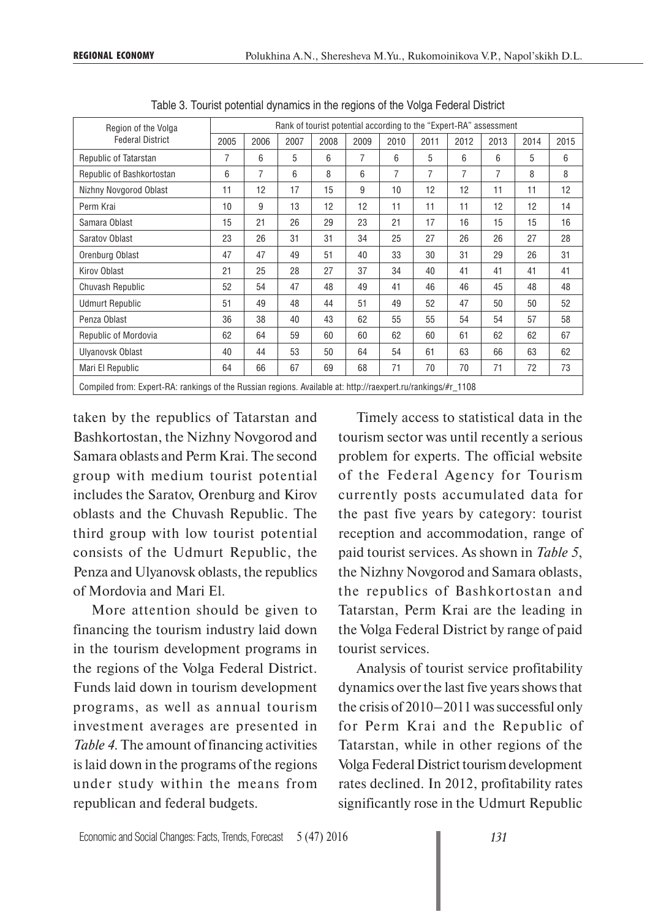Table 3. Tourist potential dynamics in the regions of the Volga Federal District

| Region of the Volga Federal District | Rank of tourist potential according to the "Expert-RA" assessment | | | | | | | | | | |
|---|---|---|---|---|---|---|---|---|---|---|---|
| | 2005 | 2006 | 2007 | 2008 | 2009 | 2010 | 2011 | 2012 | 2013 | 2014 | 2015 |
| Republic of Tatarstan | 7 | 6 | 5 | 6 | 7 | 6 | 5 | 6 | 6 | 5 | 6 |
| Republic of Bashkortostan | 6 | 7 | 6 | 8 | 6 | 7 | 7 | 7 | 7 | 8 | 8 |
| Nizhny Novgorod Oblast | 11 | 12 | 17 | 15 | 9 | 10 | 12 | 12 | 11 | 11 | 12 |
| Perm Krai | 10 | 9 | 13 | 12 | 12 | 11 | 11 | 11 | 12 | 12 | 14 |
| Samara Oblast | 15 | 21 | 26 | 29 | 23 | 21 | 17 | 16 | 15 | 15 | 16 |
| Saratov Oblast | 23 | 26 | 31 | 31 | 34 | 25 | 27 | 26 | 26 | 27 | 28 |
| Orenburg Oblast | 47 | 47 | 49 | 51 | 40 | 33 | 30 | 31 | 29 | 26 | 31 |
| Kirov Oblast | 21 | 25 | 28 | 27 | 37 | 34 | 40 | 41 | 41 | 41 | 41 |
| Chuvash Republic | 52 | 54 | 47 | 48 | 49 | 41 | 46 | 46 | 45 | 48 | 48 |
| Udmurt Republic | 51 | 49 | 48 | 44 | 51 | 49 | 52 | 47 | 50 | 50 | 52 |
| Penza Oblast | 36 | 38 | 40 | 43 | 62 | 55 | 55 | 54 | 54 | 57 | 58 |
| Republic of Mordovia | 62 | 64 | 59 | 60 | 60 | 62 | 60 | 61 | 62 | 62 | 67 |
| Ulyanovsk Oblast | 40 | 44 | 53 | 50 | 64 | 54 | 61 | 63 | 66 | 63 | 62 |
| Mari El Republic | 64 | 66 | 67 | 69 | 68 | 71 | 70 | 70 | 71 | 72 | 73 |

Compiled from: Expert-RA: rankings of the Russian regions. Available at: http://raexpert.ru/rankings/#r_1108

taken by the republics of Tatarstan and Bashkortostan, the Nizhny Novgorod and Samara oblasts and Perm Krai. The second group with medium tourist potential includes the Saratov, Orenburg and Kirov oblasts and the Chuvash Republic. The third group with low tourist potential consists of the Udmurt Republic, the Penza and Ulyanovsk oblasts, the republics of Mordovia and Mari El.

More attention should be given to financing the tourism industry laid down in the tourism development programs in the regions of the Volga Federal District. Funds laid down in tourism development programs, as well as annual tourism investment averages are presented in *Table 4*. The amount of financing activities is laid down in the programs of the regions under study within the means from republican and federal budgets.

Timely access to statistical data in the tourism sector was until recently a serious problem for experts. The official website of the Federal Agency for Tourism currently posts accumulated data for the past five years by category: tourist reception and accommodation, range of paid tourist services. As shown in *Table 5*, the Nizhny Novgorod and Samara oblasts, the republics of Bashkortostan and Tatarstan, Perm Krai are the leading in the Volga Federal District by range of paid tourist services.

Analysis of tourist service profitability dynamics over the last five years shows that the crisis of 2010–2011 was successful only for Perm Krai and the Republic of Tatarstan, while in other regions of the Volga Federal District tourism development rates declined. In 2012, profitability rates significantly rose in the Udmurt Republic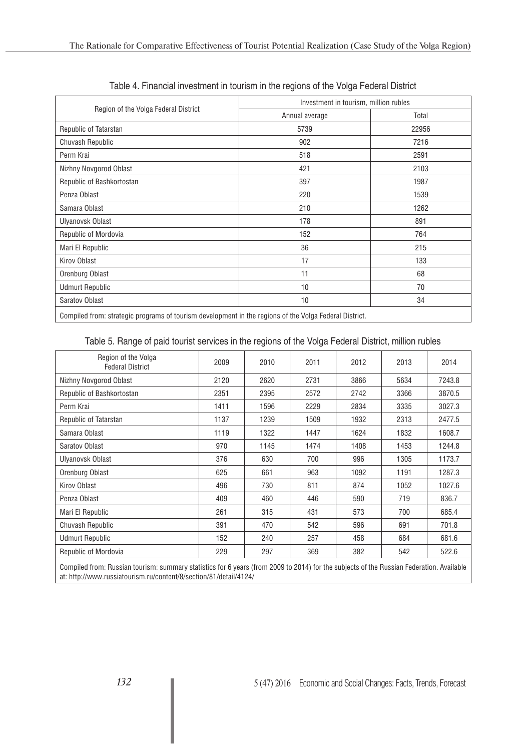Table 4. Financial investment in tourism in the regions of the Volga Federal District

| Region of the Volga Federal District | Investment in tourism, million rubles | |
|---|---|---|
| | Annual average | Total |
| Republic of Tatarstan | 5739 | 22956 |
| Chuvash Republic | 902 | 7216 |
| Perm Krai | 518 | 2591 |
| Nizhny Novgorod Oblast | 421 | 2103 |
| Republic of Bashkortostan | 397 | 1987 |
| Penza Oblast | 220 | 1539 |
| Samara Oblast | 210 | 1262 |
| Ulyanovsk Oblast | 178 | 891 |
| Republic of Mordovia | 152 | 764 |
| Mari El Republic | 36 | 215 |
| Kirov Oblast | 17 | 133 |
| Orenburg Oblast | 11 | 68 |
| Udmurt Republic | 10 | 70 |
| Saratov Oblast | 10 | 34 |

Compiled from: strategic programs of tourism development in the regions of the Volga Federal District.

Table 5. Range of paid tourist services in the regions of the Volga Federal District, million rubles

| Region of the Volga Federal District | 2009 | 2010 | 2011 | 2012 | 2013 | 2014 |
|---|---|---|---|---|---|---|
| Nizhny Novgorod Oblast | 2120 | 2620 | 2731 | 3866 | 5634 | 7243.8 |
| Republic of Bashkortostan | 2351 | 2395 | 2572 | 2742 | 3366 | 3870.5 |
| Perm Krai | 1411 | 1596 | 2229 | 2834 | 3335 | 3027.3 |
| Republic of Tatarstan | 1137 | 1239 | 1509 | 1932 | 2313 | 2477.5 |
| Samara Oblast | 1119 | 1322 | 1447 | 1624 | 1832 | 1608.7 |
| Saratov Oblast | 970 | 1145 | 1474 | 1408 | 1453 | 1244.8 |
| Ulyanovsk Oblast | 376 | 630 | 700 | 996 | 1305 | 1173.7 |
| Orenburg Oblast | 625 | 661 | 963 | 1092 | 1191 | 1287.3 |
| Kirov Oblast | 496 | 730 | 811 | 874 | 1052 | 1027.6 |
| Penza Oblast | 409 | 460 | 446 | 590 | 719 | 836.7 |
| Mari El Republic | 261 | 315 | 431 | 573 | 700 | 685.4 |
| Chuvash Republic | 391 | 470 | 542 | 596 | 691 | 701.8 |
| Udmurt Republic | 152 | 240 | 257 | 458 | 684 | 681.6 |
| Republic of Mordovia | 229 | 297 | 369 | 382 | 542 | 522.6 |

Compiled from: Russian tourism: summary statistics for 6 years (from 2009 to 2014) for the subjects of the Russian Federation. Available at: http://www.russiatourism.ru/content/8/section/81/detail/4124/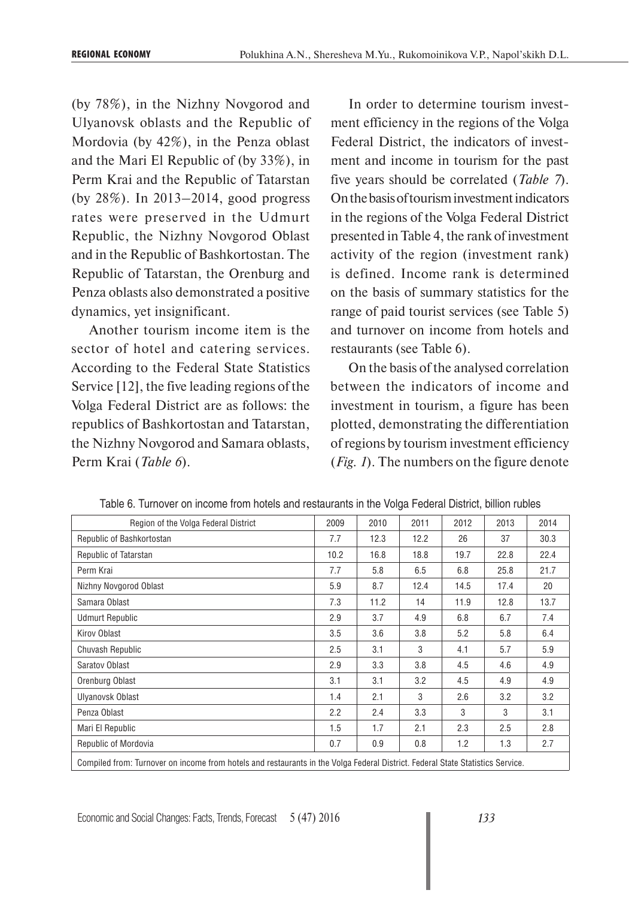(by 78%), in the Nizhny Novgorod and Ulyanovsk oblasts and the Republic of Mordovia (by 42%), in the Penza oblast and the Mari El Republic of (by 33%), in Perm Krai and the Republic of Tatarstan (by 28%). In 2013–2014, good progress rates were preserved in the Udmurt Republic, the Nizhny Novgorod Oblast and in the Republic of Bashkortostan. The Republic of Tatarstan, the Orenburg and Penza oblasts also demonstrated a positive dynamics, yet insignificant.

Another tourism income item is the sector of hotel and catering services. According to the Federal State Statistics Service [12], the five leading regions of the Volga Federal District are as follows: the republics of Bashkortostan and Tatarstan, the Nizhny Novgorod and Samara oblasts, Perm Krai (*Table 6*).

In order to determine tourism investment efficiency in the regions of the Volga Federal District, the indicators of investment and income in tourism for the past five years should be correlated (*Table 7*). On the basis of tourism investment indicators in the regions of the Volga Federal District presented in Table 4, the rank of investment activity of the region (investment rank) is defined. Income rank is determined on the basis of summary statistics for the range of paid tourist services (see Table 5) and turnover on income from hotels and restaurants (see Table 6).

On the basis of the analysed correlation between the indicators of income and investment in tourism, a figure has been plotted, demonstrating the differentiation of regions by tourism investment efficiency (*Fig. 1*). The numbers on the figure denote

Table 6. Turnover on income from hotels and restaurants in the Volga Federal District, billion rubles

| Region of the Volga Federal District | 2009 | 2010 | 2011 | 2012 | 2013 | 2014 |
|---|---|---|---|---|---|---|
| Republic of Bashkortostan | 7.7 | 12.3 | 12.2 | 26 | 37 | 30.3 |
| Republic of Tatarstan | 10.2 | 16.8 | 18.8 | 19.7 | 22.8 | 22.4 |
| Perm Krai | 7.7 | 5.8 | 6.5 | 6.8 | 25.8 | 21.7 |
| Nizhny Novgorod Oblast | 5.9 | 8.7 | 12.4 | 14.5 | 17.4 | 20 |
| Samara Oblast | 7.3 | 11.2 | 14 | 11.9 | 12.8 | 13.7 |
| Udmurt Republic | 2.9 | 3.7 | 4.9 | 6.8 | 6.7 | 7.4 |
| Kirov Oblast | 3.5 | 3.6 | 3.8 | 5.2 | 5.8 | 6.4 |
| Chuvash Republic | 2.5 | 3.1 | 3 | 4.1 | 5.7 | 5.9 |
| Saratov Oblast | 2.9 | 3.3 | 3.8 | 4.5 | 4.6 | 4.9 |
| Orenburg Oblast | 3.1 | 3.1 | 3.2 | 4.5 | 4.9 | 4.9 |
| Ulyanovsk Oblast | 1.4 | 2.1 | 3 | 2.6 | 3.2 | 3.2 |
| Penza Oblast | 2.2 | 2.4 | 3.3 | 3 | 3 | 3.1 |
| Mari El Republic | 1.5 | 1.7 | 2.1 | 2.3 | 2.5 | 2.8 |
| Republic of Mordovia | 0.7 | 0.9 | 0.8 | 1.2 | 1.3 | 2.7 |

Compiled from: Turnover on income from hotels and restaurants in the Volga Federal District. Federal State Statistics Service.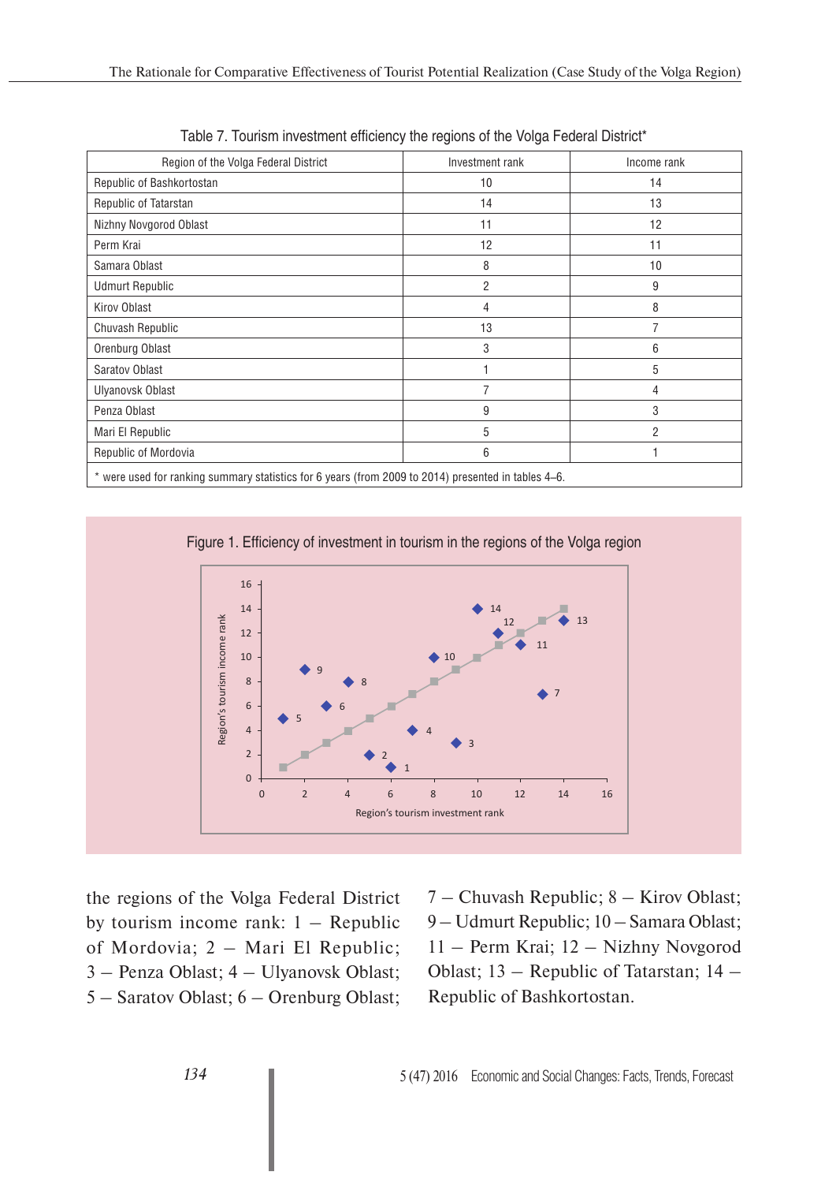Table 7. Tourism investment efficiency the regions of the Volga Federal District*

| Region of the Volga Federal District | Investment rank | Income rank |
|---|---|---|
| Republic of Bashkortostan | 10 | 14 |
| Republic of Tatarstan | 14 | 13 |
| Nizhny Novgorod Oblast | 11 | 12 |
| Perm Krai | 12 | 11 |
| Samara Oblast | 8 | 10 |
| Udmurt Republic | 2 | 9 |
| Kirov Oblast | 4 | 8 |
| Chuvash Republic | 13 | 7 |
| Orenburg Oblast | 3 | 6 |
| Saratov Oblast | 1 | 5 |
| Ulyanovsk Oblast | 7 | 4 |
| Penza Oblast | 9 | 3 |
| Mari El Republic | 5 | 2 |
| Republic of Mordovia | 6 | 1 |

\* were used for ranking summary statistics for 6 years (from 2009 to 2014) presented in tables 4–6.

Figure 1. Efficiency of investment in tourism in the regions of the Volga region

the regions of the Volga Federal District by tourism income rank: 1 – Republic of Mordovia; 2 – Mari El Republic; 3 – Penza Oblast; 4 – Ulyanovsk Oblast; 5 – Saratov Oblast; 6 – Orenburg Oblast; 7 – Chuvash Republic; 8 – Kirov Oblast; 9 – Udmurt Republic; 10 – Samara Oblast; 11 – Perm Krai; 12 – Nizhny Novgorod Oblast; 13 – Republic of Tatarstan; 14 – Republic of Bashkortostan.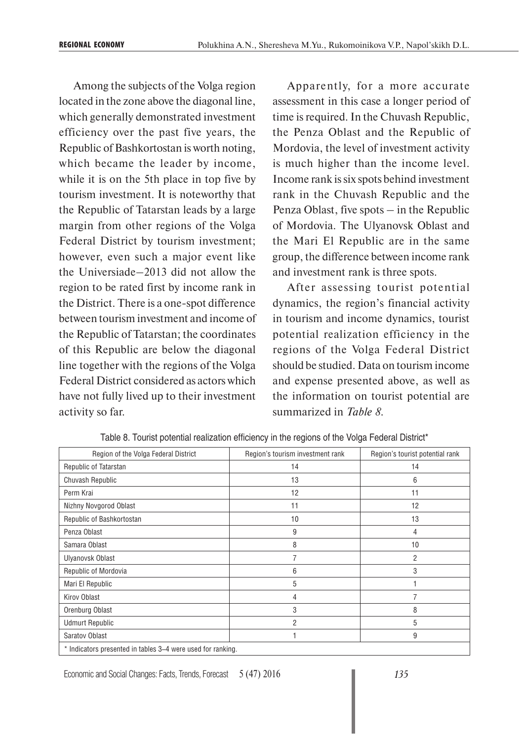Among the subjects of the Volga region located in the zone above the diagonal line, which generally demonstrated investment efficiency over the past five years, the Republic of Bashkortostan is worth noting, which became the leader by income, while it is on the 5th place in top five by tourism investment. It is noteworthy that the Republic of Tatarstan leads by a large margin from other regions of the Volga Federal District by tourism investment; however, even such a major event like the Universiade–2013 did not allow the region to be rated first by income rank in the District. There is a one-spot difference between tourism investment and income of the Republic of Tatarstan; the coordinates of this Republic are below the diagonal line together with the regions of the Volga Federal District considered as actors which have not fully lived up to their investment activity so far.

Apparently, for a more accurate assessment in this case a longer period of time is required. In the Chuvash Republic, the Penza Oblast and the Republic of Mordovia, the level of investment activity is much higher than the income level. Income rank is six spots behind investment rank in the Chuvash Republic and the Penza Oblast, five spots – in the Republic of Mordovia. The Ulyanovsk Oblast and the Mari El Republic are in the same group, the difference between income rank and investment rank is three spots.

After assessing tourist potential dynamics, the region's financial activity in tourism and income dynamics, tourist potential realization efficiency in the regions of the Volga Federal District should be studied. Data on tourism income and expense presented above, as well as the information on tourist potential are summarized in *Table 8*.

Table 8. Tourist potential realization efficiency in the regions of the Volga Federal District*

| Region of the Volga Federal District | Region's tourism investment rank | Region's tourist potential rank |
|---|---|---|
| Republic of Tatarstan | 14 | 14 |
| Chuvash Republic | 13 | 6 |
| Perm Krai | 12 | 11 |
| Nizhny Novgorod Oblast | 11 | 12 |
| Republic of Bashkortostan | 10 | 13 |
| Penza Oblast | 9 | 4 |
| Samara Oblast | 8 | 10 |
| Ulyanovsk Oblast | 7 | 2 |
| Republic of Mordovia | 6 | 3 |
| Mari El Republic | 5 | 1 |
| Kirov Oblast | 4 | 7 |
| Orenburg Oblast | 3 | 8 |
| Udmurt Republic | 2 | 5 |
| Saratov Oblast | 1 | 9 |

\* Indicators presented in tables 3–4 were used for ranking.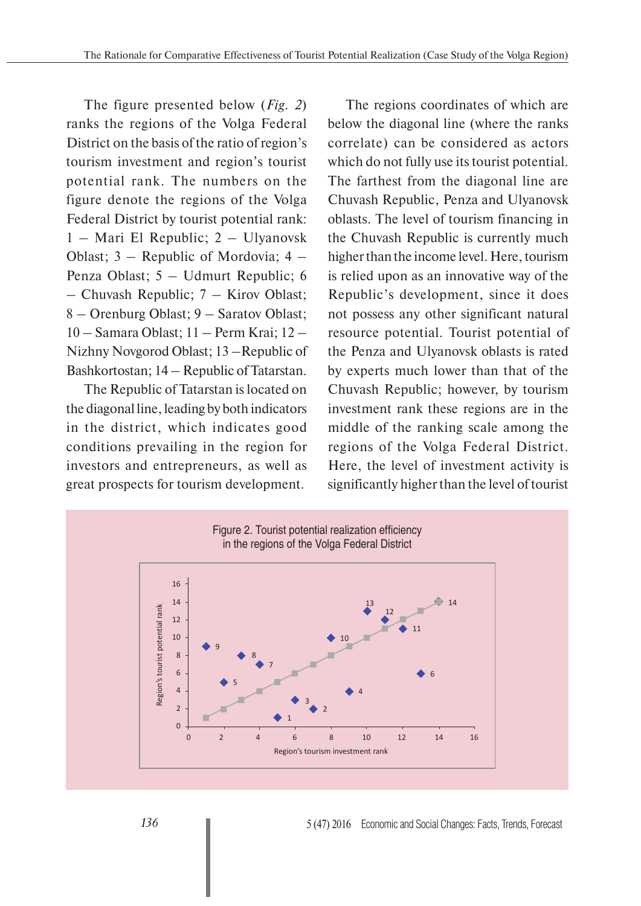The figure presented below (*Fig. 2*) ranks the regions of the Volga Federal District on the basis of the ratio of region's tourism investment and region's tourist potential rank. The numbers on the figure denote the regions of the Volga Federal District by tourist potential rank: 1 – Mari El Republic; 2 – Ulyanovsk Oblast; 3 – Republic of Mordovia; 4 – Penza Oblast; 5 – Udmurt Republic; 6 – Chuvash Republic; 7 – Kirov Oblast; 8 – Orenburg Oblast; 9 – Saratov Oblast; 10 – Samara Oblast; 11 – Perm Krai; 12 – Nizhny Novgorod Oblast; 13 –Republic of Bashkortostan; 14 – Republic of Tatarstan.

The Republic of Tatarstan is located on the diagonal line, leading by both indicators in the district, which indicates good conditions prevailing in the region for investors and entrepreneurs, as well as great prospects for tourism development.

The regions coordinates of which are below the diagonal line (where the ranks correlate) can be considered as actors which do not fully use its tourist potential. The farthest from the diagonal line are Chuvash Republic, Penza and Ulyanovsk oblasts. The level of tourism financing in the Chuvash Republic is currently much higher than the income level. Here, tourism is relied upon as an innovative way of the Republic's development, since it does not possess any other significant natural resource potential. Tourist potential of the Penza and Ulyanovsk oblasts is rated by experts much lower than that of the Chuvash Republic; however, by tourism investment rank these regions are in the middle of the ranking scale among the regions of the Volga Federal District. Here, the level of investment activity is significantly higher than the level of tourist

Figure 2. Tourist potential realization efficiency in the regions of the Volga Federal District

| Region | Region's tourism investment rank (x) | Region's tourist potential rank (y) |
|---|---|---|
| 1 | 5 | 1 |
| 2 | 7 | 2 |
| 3 | 6 | 3 |
| 4 | 9 | 4 |
| 5 | 2 | 5 |
| 6 | 13 | 6 |
| 7 | 4 | 7 |
| 8 | 3 | 8 |
| 9 | 1 | 9 |
| 10 | 8 | 10 |
| 11 | 12 | 11 |
| 12 | 11 | 12 |
| 13 | 10 | 13 |
| 14 | 14 | 14 |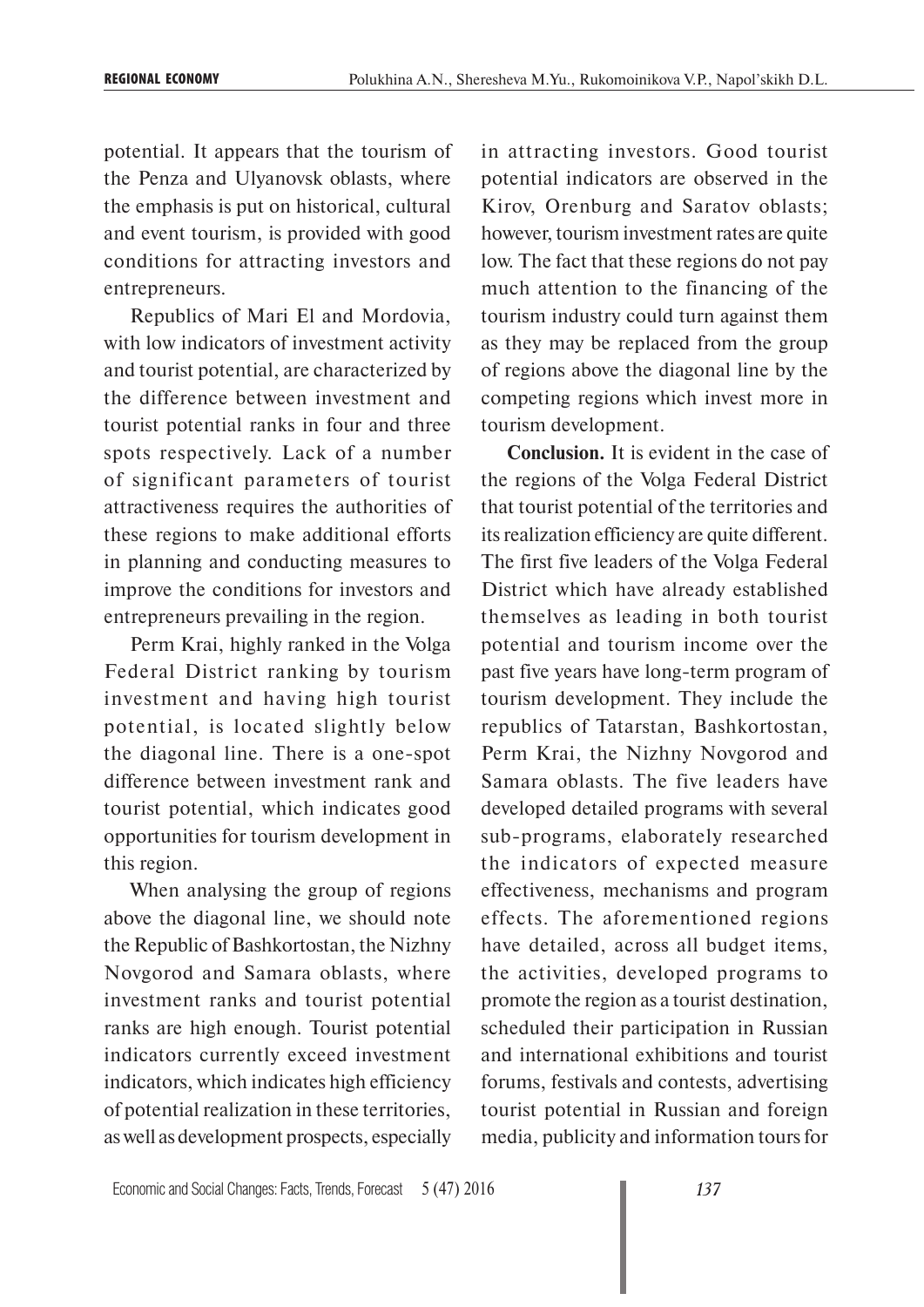potential. It appears that the tourism of the Penza and Ulyanovsk oblasts, where the emphasis is put on historical, cultural and event tourism, is provided with good conditions for attracting investors and entrepreneurs.

Republics of Mari El and Mordovia, with low indicators of investment activity and tourist potential, are characterized by the difference between investment and tourist potential ranks in four and three spots respectively. Lack of a number of significant parameters of tourist attractiveness requires the authorities of these regions to make additional efforts in planning and conducting measures to improve the conditions for investors and entrepreneurs prevailing in the region.

Perm Krai, highly ranked in the Volga Federal District ranking by tourism investment and having high tourist potential, is located slightly below the diagonal line. There is a one-spot difference between investment rank and tourist potential, which indicates good opportunities for tourism development in this region.

When analysing the group of regions above the diagonal line, we should note the Republic of Bashkortostan, the Nizhny Novgorod and Samara oblasts, where investment ranks and tourist potential ranks are high enough. Tourist potential indicators currently exceed investment indicators, which indicates high efficiency of potential realization in these territories, as well as development prospects, especially in attracting investors. Good tourist potential indicators are observed in the Kirov, Orenburg and Saratov oblasts; however, tourism investment rates are quite low. The fact that these regions do not pay much attention to the financing of the tourism industry could turn against them as they may be replaced from the group of regions above the diagonal line by the competing regions which invest more in tourism development.

**Conclusion.** It is evident in the case of the regions of the Volga Federal District that tourist potential of the territories and its realization efficiency are quite different. The first five leaders of the Volga Federal District which have already established themselves as leading in both tourist potential and tourism income over the past five years have long-term program of tourism development. They include the republics of Tatarstan, Bashkortostan, Perm Krai, the Nizhny Novgorod and Samara oblasts. The five leaders have developed detailed programs with several sub-programs, elaborately researched the indicators of expected measure effectiveness, mechanisms and program effects. The aforementioned regions have detailed, across all budget items, the activities, developed programs to promote the region as a tourist destination, scheduled their participation in Russian and international exhibitions and tourist forums, festivals and contests, advertising tourist potential in Russian and foreign media, publicity and information tours for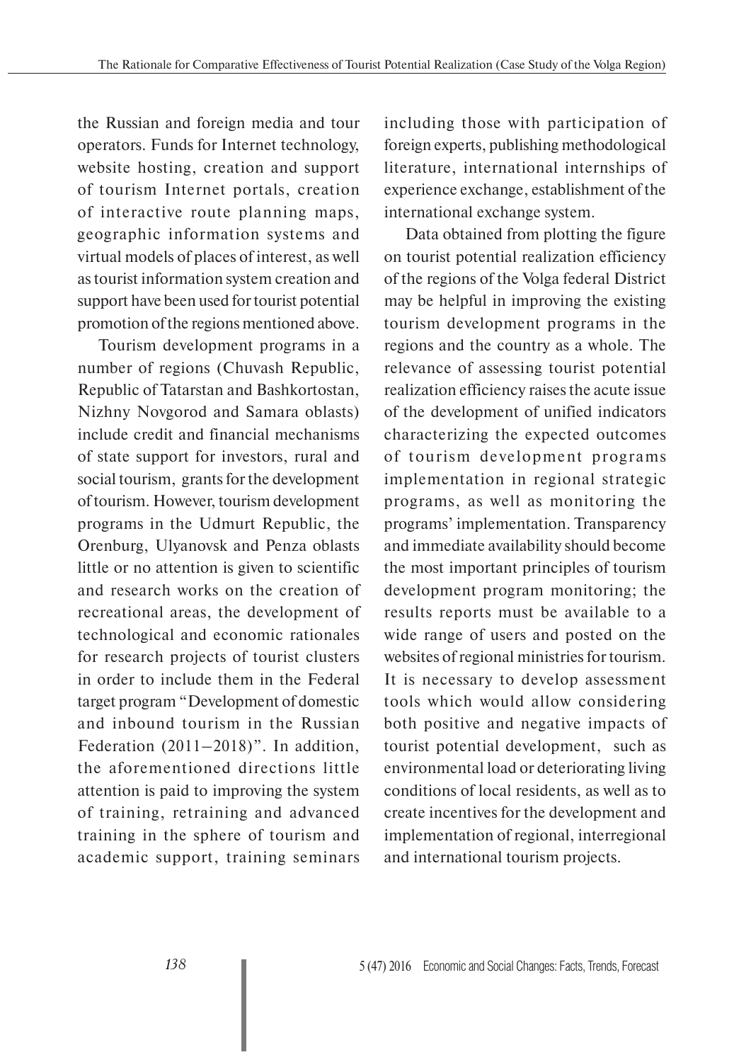the Russian and foreign media and tour operators. Funds for Internet technology, website hosting, creation and support of tourism Internet portals, creation of interactive route planning maps, geographic information systems and virtual models of places of interest, as well as tourist information system creation and support have been used for tourist potential promotion of the regions mentioned above.

Tourism development programs in a number of regions (Chuvash Republic, Republic of Tatarstan and Bashkortostan, Nizhny Novgorod and Samara oblasts) include credit and financial mechanisms of state support for investors, rural and social tourism, grants for the development of tourism. However, tourism development programs in the Udmurt Republic, the Orenburg, Ulyanovsk and Penza oblasts little or no attention is given to scientific and research works on the creation of recreational areas, the development of technological and economic rationales for research projects of tourist clusters in order to include them in the Federal target program "Development of domestic and inbound tourism in the Russian Federation (2011–2018)". In addition, the aforementioned directions little attention is paid to improving the system of training, retraining and advanced training in the sphere of tourism and academic support, training seminars including those with participation of foreign experts, publishing methodological literature, international internships of experience exchange, establishment of the international exchange system.

Data obtained from plotting the figure on tourist potential realization efficiency of the regions of the Volga federal District may be helpful in improving the existing tourism development programs in the regions and the country as a whole. The relevance of assessing tourist potential realization efficiency raises the acute issue of the development of unified indicators characterizing the expected outcomes of tourism development programs implementation in regional strategic programs, as well as monitoring the programs' implementation. Transparency and immediate availability should become the most important principles of tourism development program monitoring; the results reports must be available to a wide range of users and posted on the websites of regional ministries for tourism. It is necessary to develop assessment tools which would allow considering both positive and negative impacts of tourist potential development, such as environmental load or deteriorating living conditions of local residents, as well as to create incentives for the development and implementation of regional, interregional and international tourism projects.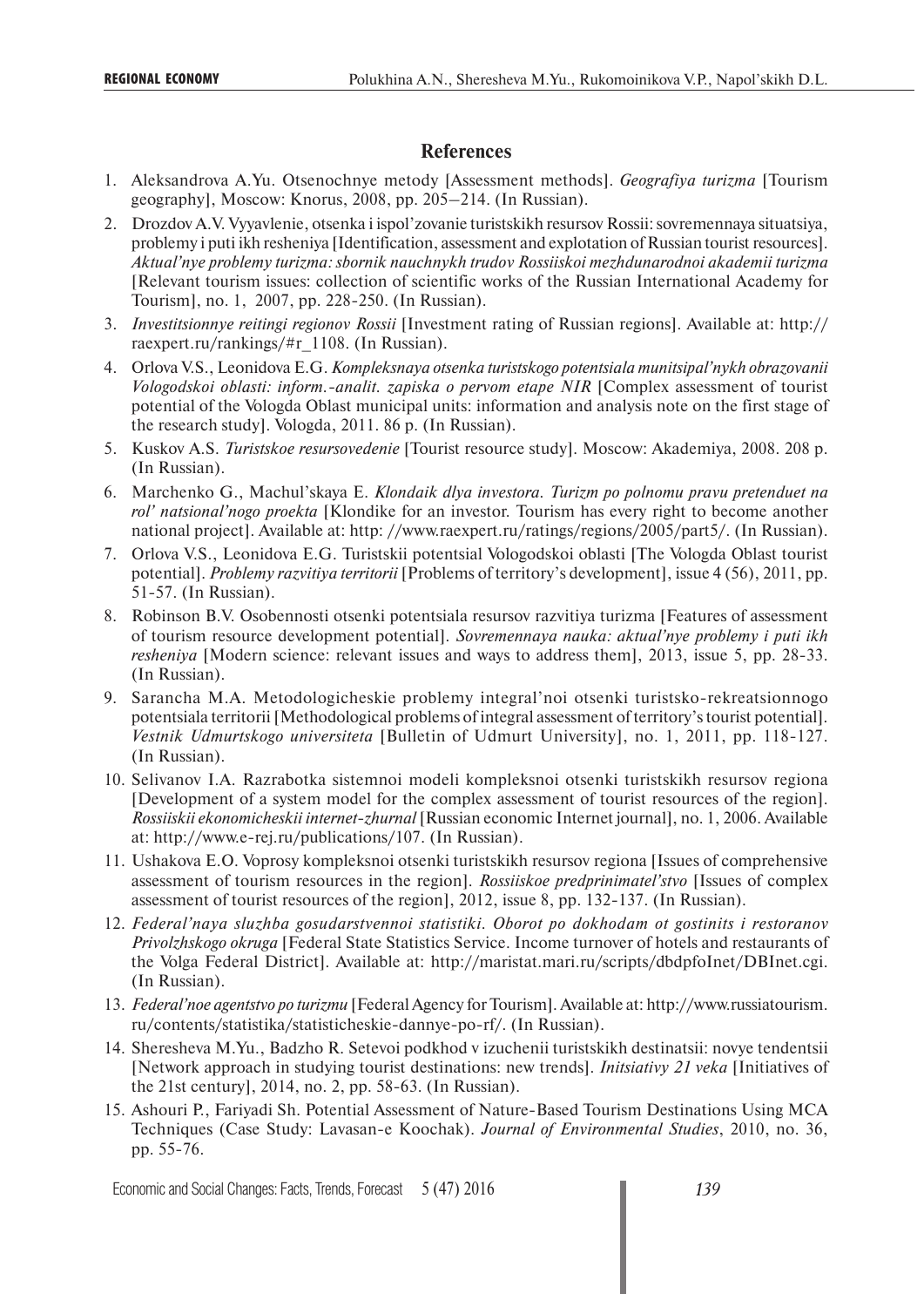## References

1. Aleksandrova A.Yu. Otsenochnye metody [Assessment methods]. *Geografiya turizma* [Tourism geography], Moscow: Knorus, 2008, pp. 205–214. (In Russian).
2. Drozdov A.V. Vyyavlenie, otsenka i ispol'zovanie turistskikh resursov Rossii: sovremennaya situatsiya, problemy i puti ikh resheniya [Identification, assessment and explotation of Russian tourist resources]. *Aktual'nye problemy turizma: sbornik nauchnykh trudov Rossiiskoi mezhdunarodnoi akademii turizma* [Relevant tourism issues: collection of scientific works of the Russian International Academy for Tourism], no. 1, 2007, pp. 228-250. (In Russian).
3. *Investitsionnye reitingi regionov Rossii* [Investment rating of Russian regions]. Available at: http://raexpert.ru/rankings/#r_1108. (In Russian).
4. Orlova V.S., Leonidova E.G. *Kompleksnaya otsenka turistskogo potentsiala munitsipal'nykh obrazovanii Vologodskoi oblasti: inform.-analit. zapiska o pervom etape NIR* [Complex assessment of tourist potential of the Vologda Oblast municipal units: information and analysis note on the first stage of the research study]. Vologda, 2011. 86 p. (In Russian).
5. Kuskov A.S. *Turistskoe resursovedenie* [Tourist resource study]. Moscow: Akademiya, 2008. 208 p. (In Russian).
6. Marchenko G., Machul'skaya E. *Klondaik dlya investora. Turizm po polnomu pravu pretenduet na rol' natsional'nogo proekta* [Klondike for an investor. Tourism has every right to become another national project]. Available at: http: //www.raexpert.ru/ratings/regions/2005/part5/. (In Russian).
7. Orlova V.S., Leonidova E.G. Turistskii potentsial Vologodskoi oblasti [The Vologda Oblast tourist potential]. *Problemy razvitiya territorii* [Problems of territory's development], issue 4 (56), 2011, pp. 51-57. (In Russian).
8. Robinson B.V. Osobennosti otsenki potentsiala resursov razvitiya turizma [Features of assessment of tourism resource development potential]. *Sovremennaya nauka: aktual'nye problemy i puti ikh resheniya* [Modern science: relevant issues and ways to address them], 2013, issue 5, pp. 28-33. (In Russian).
9. Sarancha M.A. Metodologicheskie problemy integral'noi otsenki turistsko-rekreatsionnogo potentsiala territorii [Methodological problems of integral assessment of territory's tourist potential]. *Vestnik Udmurtskogo universiteta* [Bulletin of Udmurt University], no. 1, 2011, pp. 118-127. (In Russian).
10. Selivanov I.A. Razrabotka sistemnoi modeli kompleksnoi otsenki turistskikh resursov regiona [Development of a system model for the complex assessment of tourist resources of the region]. *Rossiiskii ekonomicheskii internet-zhurnal* [Russian economic Internet journal], no. 1, 2006. Available at: http://www.e-rej.ru/publications/107. (In Russian).
11. Ushakova E.O. Voprosy kompleksnoi otsenki turistskikh resursov regiona [Issues of comprehensive assessment of tourism resources in the region]. *Rossiiskoe predprinimatel'stvo* [Issues of complex assessment of tourist resources of the region], 2012, issue 8, pp. 132-137. (In Russian).
12. *Federal'naya sluzhba gosudarstvennoi statistiki. Oborot po dokhodam ot gostinits i restoranov Privolzhskogo okruga* [Federal State Statistics Service. Income turnover of hotels and restaurants of the Volga Federal District]. Available at: http://maristat.mari.ru/scripts/dbdpfoInet/DBInet.cgi. (In Russian).
13. *Federal'noe agentstvo po turizmu* [Federal Agency for Tourism]. Available at: http://www.russiatourism.ru/contents/statistika/statisticheskie-dannye-po-rf/. (In Russian).
14. Sheresheva M.Yu., Badzho R. Setevoi podkhod v izuchenii turistskikh destinatsii: novye tendentsii [Network approach in studying tourist destinations: new trends]. *Initsiativy 21 veka* [Initiatives of the 21st century], 2014, no. 2, pp. 58-63. (In Russian).
15. Ashouri P., Fariyadi Sh. Potential Assessment of Nature-Based Tourism Destinations Using MCA Techniques (Case Study: Lavasan-e Koochak). *Journal of Environmental Studies*, 2010, no. 36, pp. 55-76.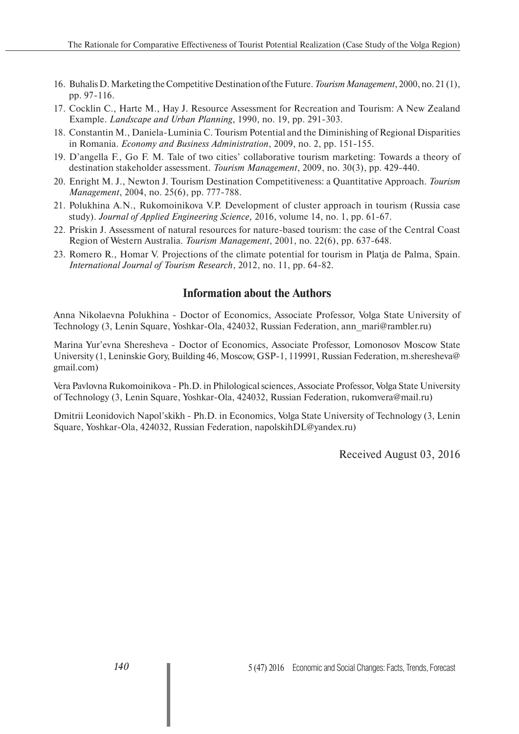16. Buhalis D. Marketing the Competitive Destination of the Future. *Tourism Management*, 2000, no. 21 (1), pp. 97-116.
17. Cocklin C., Harte M., Hay J. Resource Assessment for Recreation and Tourism: A New Zealand Example. *Landscape and Urban Planning*, 1990, no. 19, pp. 291-303.
18. Constantin M., Daniela-Luminia C. Tourism Potential and the Diminishing of Regional Disparities in Romania. *Economy and Business Administration*, 2009, no. 2, pp. 151-155.
19. D'angella F., Go F. M. Tale of two cities' collaborative tourism marketing: Towards a theory of destination stakeholder assessment. *Tourism Management*, 2009, no. 30(3), pp. 429-440.
20. Enright M. J., Newton J. Tourism Destination Competitiveness: a Quantitative Approach. *Tourism Management*, 2004, no. 25(6), pp. 777-788.
21. Polukhina A.N., Rukomoinikova V.P. Development of cluster approach in tourism (Russia case study). *Journal of Applied Engineering Science,* 2016, volume 14, no. 1, pp. 61-67.
22. Priskin J. Assessment of natural resources for nature-based tourism: the case of the Central Coast Region of Western Australia. *Tourism Management*, 2001, no. 22(6), pp. 637-648.
23. Romero R., Homar V. Projections of the climate potential for tourism in Platja de Palma, Spain. *International Journal of Tourism Research*, 2012, no. 11, pp. 64-82.

## Information about the Authors

Anna Nikolaevna Polukhina - Doctor of Economics, Associate Professor, Volga State University of Technology (3, Lenin Square, Yoshkar-Ola, 424032, Russian Federation, ann_mari@rambler.ru)

Marina Yur'evna Sheresheva - Doctor of Economics, Associate Professor, Lomonosov Moscow State University (1, Leninskie Gory, Building 46, Moscow, GSP-1, 119991, Russian Federation, m.sheresheva@gmail.com)

Vera Pavlovna Rukomoinikova - Ph.D. in Philological sciences, Associate Professor, Volga State University of Technology (3, Lenin Square, Yoshkar-Ola, 424032, Russian Federation, rukomvera@mail.ru)

Dmitrii Leonidovich Napol'skikh - Ph.D. in Economics, Volga State University of Technology (3, Lenin Square, Yoshkar-Ola, 424032, Russian Federation, napolskihDL@yandex.ru)

Received August 03, 2016